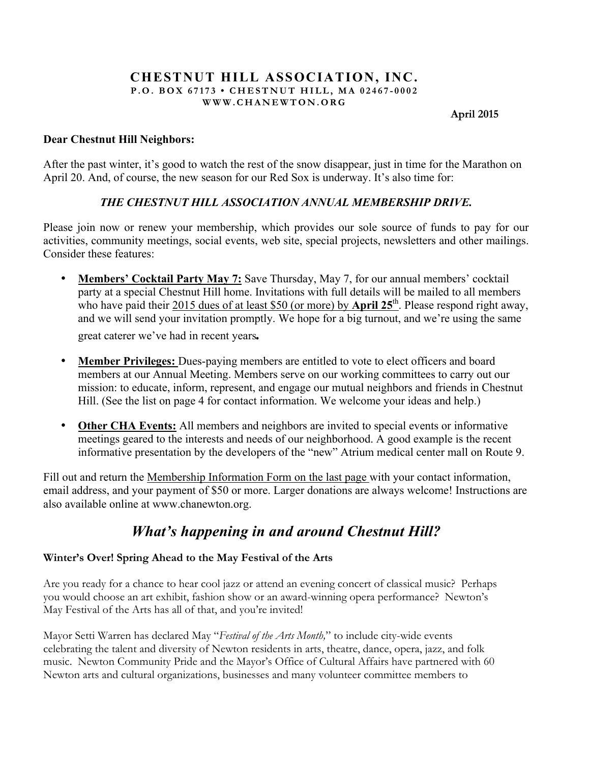# CHESTNUT HILL ASSOCIATION, INC.

**P.O. BOX 67173 • CHESTNUT HILL, MA 02467-0002**

**WWW.CHANEWTON.ORG**

**April 2015**

**Dear Chestnut Hill Neighbors:**

After the past winter, it's good to watch the rest of the snow disappear, just in time for the Marathon on April 20. And, of course, the new season for our Red Sox is underway. It's also time for:

***THE CHESTNUT HILL ASSOCIATION ANNUAL MEMBERSHIP DRIVE.***

Please join now or renew your membership, which provides our sole source of funds to pay for our activities, community meetings, social events, web site, special projects, newsletters and other mailings. Consider these features:

- **Members' Cocktail Party May 7:** Save Thursday, May 7, for our annual members' cocktail party at a special Chestnut Hill home. Invitations with full details will be mailed to all members who have paid their 2015 dues of at least $50 (or more) by **April 25**th. Please respond right away, and we will send your invitation promptly. We hope for a big turnout, and we're using the same great caterer we've had in recent years**.**
- **Member Privileges:** Dues-paying members are entitled to vote to elect officers and board members at our Annual Meeting. Members serve on our working committees to carry out our mission: to educate, inform, represent, and engage our mutual neighbors and friends in Chestnut Hill. (See the list on page 4 for contact information. We welcome your ideas and help.)
- **Other CHA Events:** All members and neighbors are invited to special events or informative meetings geared to the interests and needs of our neighborhood. A good example is the recent informative presentation by the developers of the "new" Atrium medical center mall on Route 9.

Fill out and return the Membership Information Form on the last page with your contact information, email address, and your payment of $50 or more. Larger donations are always welcome! Instructions are also available online at www.chanewton.org.

## *What's happening in and around Chestnut Hill?*

### Winter's Over! Spring Ahead to the May Festival of the Arts

Are you ready for a chance to hear cool jazz or attend an evening concert of classical music? Perhaps you would choose an art exhibit, fashion show or an award-winning opera performance? Newton's May Festival of the Arts has all of that, and you're invited!

Mayor Setti Warren has declared May "*Festival of the Arts Month,*" to include city-wide events celebrating the talent and diversity of Newton residents in arts, theatre, dance, opera, jazz, and folk music. Newton Community Pride and the Mayor's Office of Cultural Affairs have partnered with 60 Newton arts and cultural organizations, businesses and many volunteer committee members to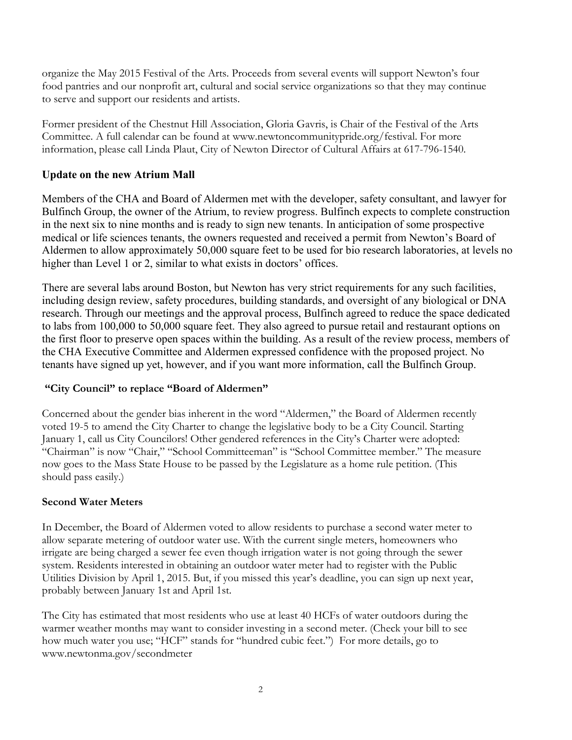organize the May 2015 Festival of the Arts. Proceeds from several events will support Newton's four food pantries and our nonprofit art, cultural and social service organizations so that they may continue to serve and support our residents and artists.

Former president of the Chestnut Hill Association, Gloria Gavris, is Chair of the Festival of the Arts Committee. A full calendar can be found at www.newtoncommunitypride.org/festival. For more information, please call Linda Plaut, City of Newton Director of Cultural Affairs at 617-796-1540.

### Update on the new Atrium Mall

Members of the CHA and Board of Aldermen met with the developer, safety consultant, and lawyer for Bulfinch Group, the owner of the Atrium, to review progress. Bulfinch expects to complete construction in the next six to nine months and is ready to sign new tenants. In anticipation of some prospective medical or life sciences tenants, the owners requested and received a permit from Newton's Board of Aldermen to allow approximately 50,000 square feet to be used for bio research laboratories, at levels no higher than Level 1 or 2, similar to what exists in doctors' offices.

There are several labs around Boston, but Newton has very strict requirements for any such facilities, including design review, safety procedures, building standards, and oversight of any biological or DNA research. Through our meetings and the approval process, Bulfinch agreed to reduce the space dedicated to labs from 100,000 to 50,000 square feet. They also agreed to pursue retail and restaurant options on the first floor to preserve open spaces within the building. As a result of the review process, members of the CHA Executive Committee and Aldermen expressed confidence with the proposed project. No tenants have signed up yet, however, and if you want more information, call the Bulfinch Group.

### "City Council" to replace "Board of Aldermen"

Concerned about the gender bias inherent in the word "Aldermen," the Board of Aldermen recently voted 19-5 to amend the City Charter to change the legislative body to be a City Council. Starting January 1, call us City Councilors! Other gendered references in the City's Charter were adopted: "Chairman" is now "Chair," "School Committeeman" is "School Committee member." The measure now goes to the Mass State House to be passed by the Legislature as a home rule petition. (This should pass easily.)

### Second Water Meters

In December, the Board of Aldermen voted to allow residents to purchase a second water meter to allow separate metering of outdoor water use. With the current single meters, homeowners who irrigate are being charged a sewer fee even though irrigation water is not going through the sewer system. Residents interested in obtaining an outdoor water meter had to register with the Public Utilities Division by April 1, 2015. But, if you missed this year's deadline, you can sign up next year, probably between January 1st and April 1st.

The City has estimated that most residents who use at least 40 HCFs of water outdoors during the warmer weather months may want to consider investing in a second meter. (Check your bill to see how much water you use; "HCF" stands for "hundred cubic feet.") For more details, go to www.newtonma.gov/secondmeter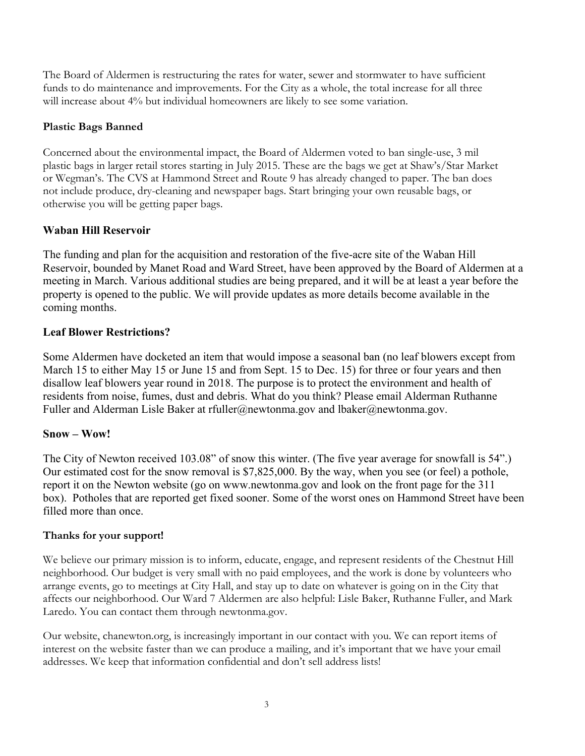The Board of Aldermen is restructuring the rates for water, sewer and stormwater to have sufficient funds to do maintenance and improvements. For the City as a whole, the total increase for all three will increase about 4% but individual homeowners are likely to see some variation.

## Plastic Bags Banned

Concerned about the environmental impact, the Board of Aldermen voted to ban single-use, 3 mil plastic bags in larger retail stores starting in July 2015. These are the bags we get at Shaw's/Star Market or Wegman's. The CVS at Hammond Street and Route 9 has already changed to paper. The ban does not include produce, dry-cleaning and newspaper bags. Start bringing your own reusable bags, or otherwise you will be getting paper bags.

## Waban Hill Reservoir

The funding and plan for the acquisition and restoration of the five-acre site of the Waban Hill Reservoir, bounded by Manet Road and Ward Street, have been approved by the Board of Aldermen at a meeting in March. Various additional studies are being prepared, and it will be at least a year before the property is opened to the public. We will provide updates as more details become available in the coming months.

## Leaf Blower Restrictions?

Some Aldermen have docketed an item that would impose a seasonal ban (no leaf blowers except from March 15 to either May 15 or June 15 and from Sept. 15 to Dec. 15) for three or four years and then disallow leaf blowers year round in 2018. The purpose is to protect the environment and health of residents from noise, fumes, dust and debris. What do you think? Please email Alderman Ruthanne Fuller and Alderman Lisle Baker at rfuller@newtonma.gov and lbaker@newtonma.gov.

## Snow – Wow!

The City of Newton received 103.08" of snow this winter. (The five year average for snowfall is 54".) Our estimated cost for the snow removal is $7,825,000. By the way, when you see (or feel) a pothole, report it on the Newton website (go on www.newtonma.gov and look on the front page for the 311 box). Potholes that are reported get fixed sooner. Some of the worst ones on Hammond Street have been filled more than once.

## Thanks for your support!

We believe our primary mission is to inform, educate, engage, and represent residents of the Chestnut Hill neighborhood. Our budget is very small with no paid employees, and the work is done by volunteers who arrange events, go to meetings at City Hall, and stay up to date on whatever is going on in the City that affects our neighborhood. Our Ward 7 Aldermen are also helpful: Lisle Baker, Ruthanne Fuller, and Mark Laredo. You can contact them through newtonma.gov.

Our website, chanewton.org, is increasingly important in our contact with you. We can report items of interest on the website faster than we can produce a mailing, and it's important that we have your email addresses. We keep that information confidential and don't sell address lists!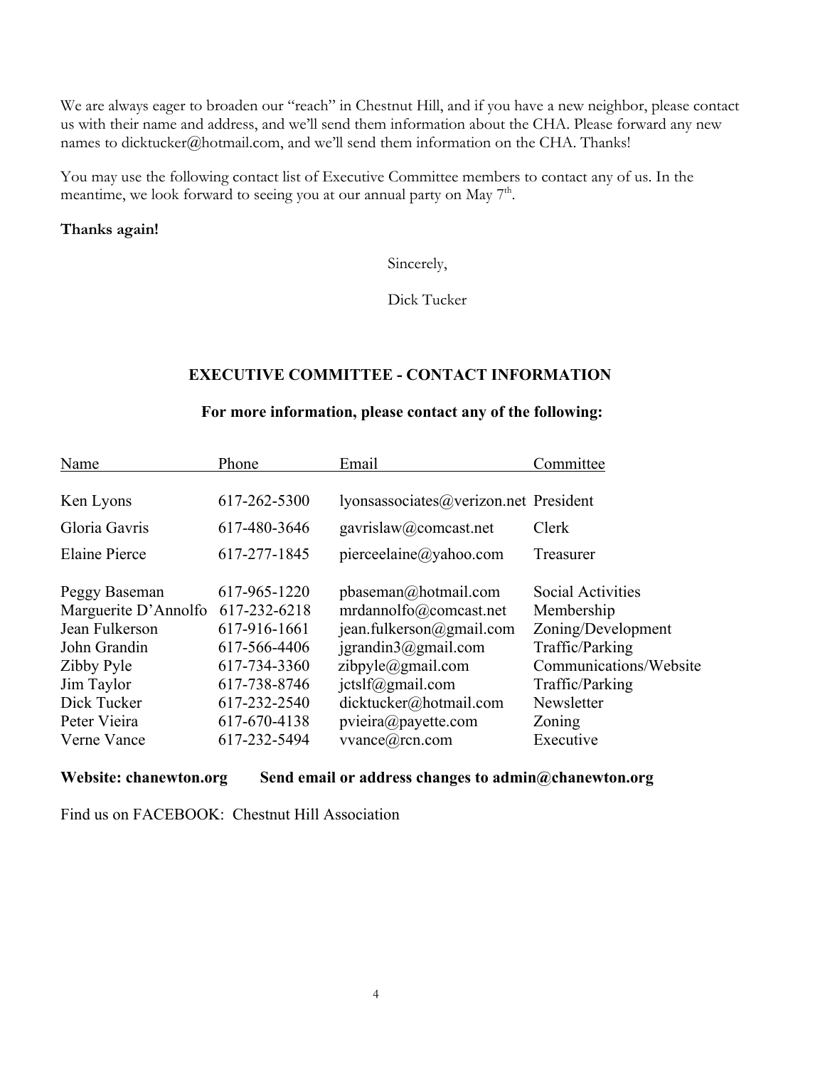We are always eager to broaden our "reach" in Chestnut Hill, and if you have a new neighbor, please contact us with their name and address, and we'll send them information about the CHA. Please forward any new names to dicktucker@hotmail.com, and we'll send them information on the CHA. Thanks!

You may use the following contact list of Executive Committee members to contact any of us. In the meantime, we look forward to seeing you at our annual party on May 7th.

**Thanks again!**

Sincerely,

Dick Tucker

## EXECUTIVE COMMITTEE - CONTACT INFORMATION

### For more information, please contact any of the following:

| Name | Phone | Email | Committee |
|---|---|---|---|
| Ken Lyons | 617-262-5300 | lyonsassociates@verizon.net | President |
| Gloria Gavris | 617-480-3646 | gavrislaw@comcast.net | Clerk |
| Elaine Pierce | 617-277-1845 | pierceelaine@yahoo.com | Treasurer |
| Peggy Baseman | 617-965-1220 | pbaseman@hotmail.com | Social Activities |
| Marguerite D'Annolfo | 617-232-6218 | mrdannolfo@comcast.net | Membership |
| Jean Fulkerson | 617-916-1661 | jean.fulkerson@gmail.com | Zoning/Development |
| John Grandin | 617-566-4406 | jgrandin3@gmail.com | Traffic/Parking |
| Zibby Pyle | 617-734-3360 | zibpyle@gmail.com | Communications/Website |
| Jim Taylor | 617-738-8746 | jctslf@gmail.com | Traffic/Parking |
| Dick Tucker | 617-232-2540 | dicktucker@hotmail.com | Newsletter |
| Peter Vieira | 617-670-4138 | pvieira@payette.com | Zoning |
| Verne Vance | 617-232-5494 | vvance@rcn.com | Executive |

**Website: chanewton.org**  **Send email or address changes to admin@chanewton.org**

Find us on FACEBOOK: Chestnut Hill Association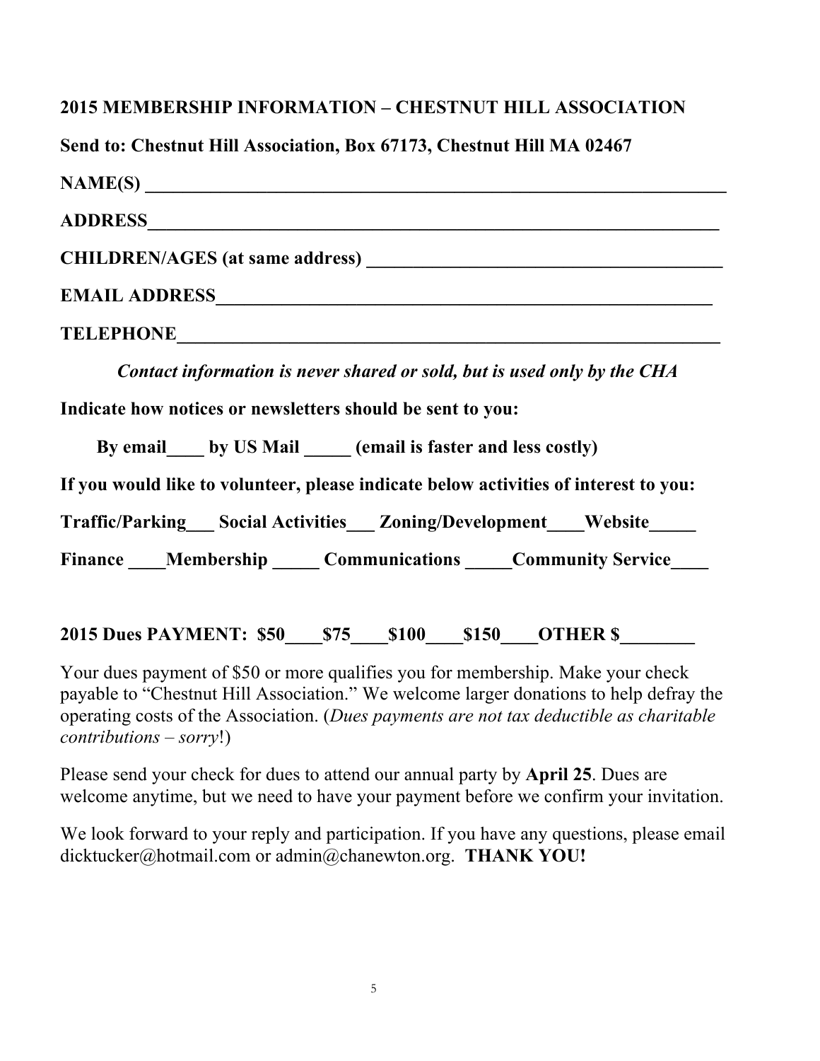**2015 MEMBERSHIP INFORMATION – CHESTNUT HILL ASSOCIATION**

**Send to: Chestnut Hill Association, Box 67173, Chestnut Hill MA 02467**

**NAME(S) ________________________________________________________________**

**ADDRESS______________________________________________________________**

**CHILDREN/AGES (at same address) ____________________________________**

**EMAIL ADDRESS______________________________________________________**

**TELEPHONE___________________________________________________________**

***Contact information is never shared or sold, but is used only by the CHA***

**Indicate how notices or newsletters should be sent to you:**

**By email____ by US Mail _____ (email is faster and less costly)**

**If you would like to volunteer, please indicate below activities of interest to you:**

**Traffic/Parking___ Social Activities___ Zoning/Development____Website_____**

**Finance ____Membership _____ Communications _____Community Service____**

**2015 Dues PAYMENT: $50____$75____$100____$150____OTHER $________**

Your dues payment of $50 or more qualifies you for membership. Make your check payable to "Chestnut Hill Association." We welcome larger donations to help defray the operating costs of the Association. (*Dues payments are not tax deductible as charitable contributions – sorry*!)

Please send your check for dues to attend our annual party by **April 25**. Dues are welcome anytime, but we need to have your payment before we confirm your invitation.

We look forward to your reply and participation. If you have any questions, please email dicktucker@hotmail.com or admin@chanewton.org. **THANK YOU!**